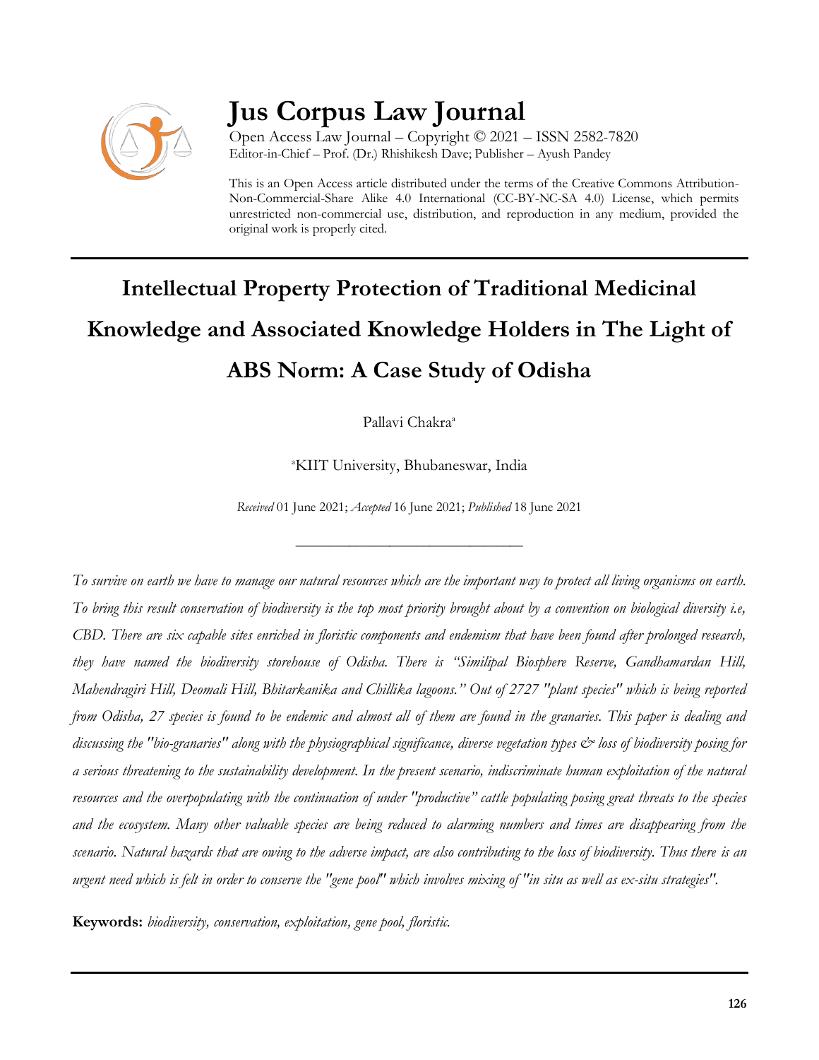# Jus Corpus Law Journal

Open Access Law Journal – Copyright © 2021 – ISSN 2582-7820
Editor-in-Chief – Prof. (Dr.) Rhishikesh Dave; Publisher – Ayush Pandey

This is an Open Access article distributed under the terms of the Creative Commons Attribution-Non-Commercial-Share Alike 4.0 International (CC-BY-NC-SA 4.0) License, which permits unrestricted non-commercial use, distribution, and reproduction in any medium, provided the original work is properly cited.

---

# Intellectual Property Protection of Traditional Medicinal Knowledge and Associated Knowledge Holders in The Light of ABS Norm: A Case Study of Odisha

Pallavi Chakra[a]

[a]KIIT University, Bhubaneswar, India

*Received* 01 June 2021; *Accepted* 16 June 2021; *Published* 18 June 2021

---

*To survive on earth we have to manage our natural resources which are the important way to protect all living organisms on earth. To bring this result conservation of biodiversity is the top most priority brought about by a convention on biological diversity i.e, CBD. There are six capable sites enriched in floristic components and endemism that have been found after prolonged research, they have named the biodiversity storehouse of Odisha. There is "Similipal Biosphere Reserve, Gandhamardan Hill, Mahendragiri Hill, Deomali Hill, Bhitarkanika and Chillika lagoons." Out of 2727 "plant species" which is being reported from Odisha, 27 species is found to be endemic and almost all of them are found in the granaries. This paper is dealing and discussing the "bio-granaries" along with the physiographical significance, diverse vegetation types & loss of biodiversity posing for a serious threatening to the sustainability development. In the present scenario, indiscriminate human exploitation of the natural resources and the overpopulating with the continuation of under "productive" cattle populating posing great threats to the species and the ecosystem. Many other valuable species are being reduced to alarming numbers and times are disappearing from the scenario. Natural hazards that are owing to the adverse impact, are also contributing to the loss of biodiversity. Thus there is an urgent need which is felt in order to conserve the "gene pool" which involves mixing of "in situ as well as ex-situ strategies".*

**Keywords:** *biodiversity, conservation, exploitation, gene pool, floristic.*

---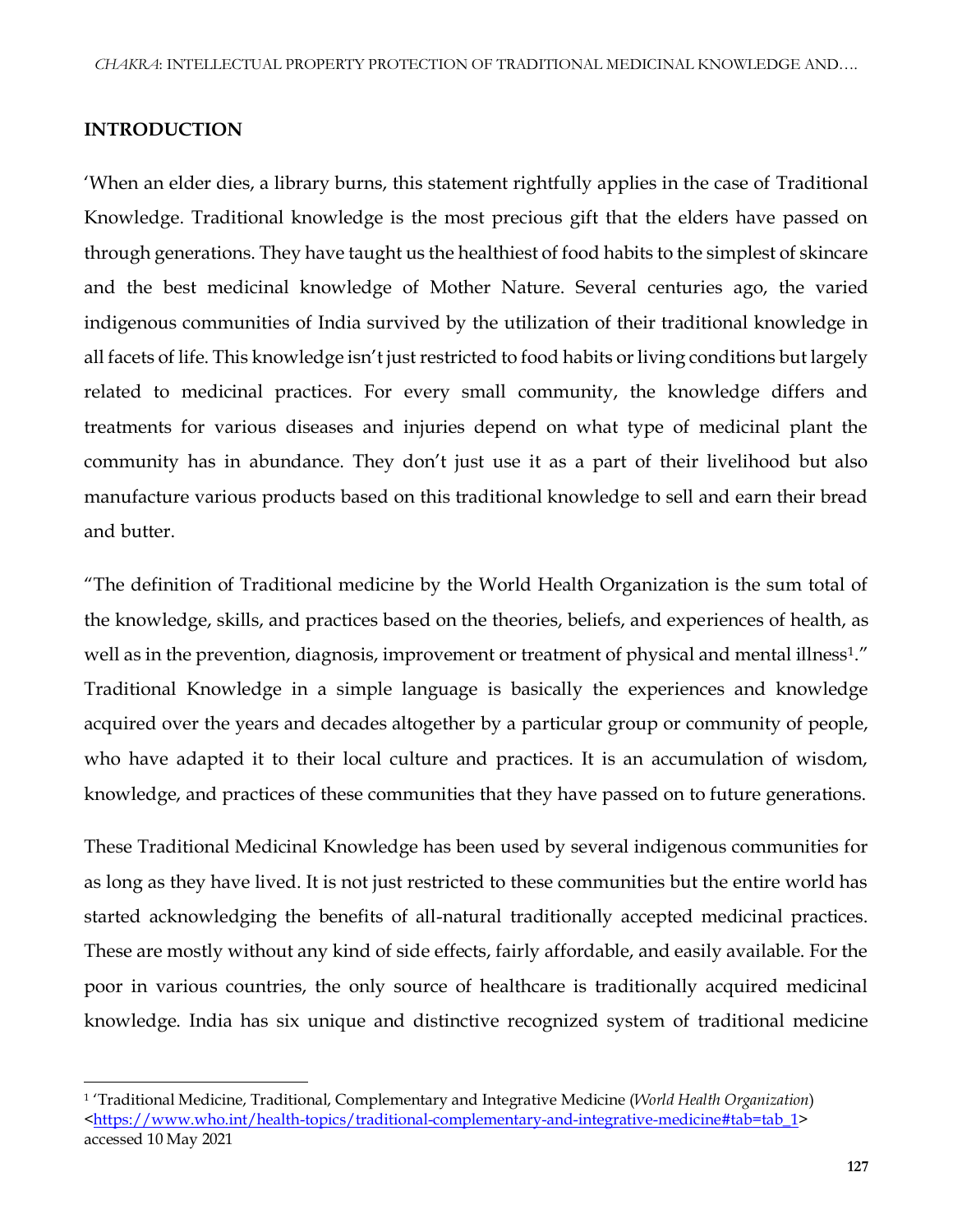## INTRODUCTION

'When an elder dies, a library burns, this statement rightfully applies in the case of Traditional Knowledge. Traditional knowledge is the most precious gift that the elders have passed on through generations. They have taught us the healthiest of food habits to the simplest of skincare and the best medicinal knowledge of Mother Nature. Several centuries ago, the varied indigenous communities of India survived by the utilization of their traditional knowledge in all facets of life. This knowledge isn't just restricted to food habits or living conditions but largely related to medicinal practices. For every small community, the knowledge differs and treatments for various diseases and injuries depend on what type of medicinal plant the community has in abundance. They don't just use it as a part of their livelihood but also manufacture various products based on this traditional knowledge to sell and earn their bread and butter.

"The definition of Traditional medicine by the World Health Organization is the sum total of the knowledge, skills, and practices based on the theories, beliefs, and experiences of health, as well as in the prevention, diagnosis, improvement or treatment of physical and mental illness[1]." Traditional Knowledge in a simple language is basically the experiences and knowledge acquired over the years and decades altogether by a particular group or community of people, who have adapted it to their local culture and practices. It is an accumulation of wisdom, knowledge, and practices of these communities that they have passed on to future generations.

These Traditional Medicinal Knowledge has been used by several indigenous communities for as long as they have lived. It is not just restricted to these communities but the entire world has started acknowledging the benefits of all-natural traditionally accepted medicinal practices. These are mostly without any kind of side effects, fairly affordable, and easily available. For the poor in various countries, the only source of healthcare is traditionally acquired medicinal knowledge. India has six unique and distinctive recognized system of traditional medicine

---

[1] 'Traditional Medicine, Traditional, Complementary and Integrative Medicine (*World Health Organization*) <https://www.who.int/health-topics/traditional-complementary-and-integrative-medicine#tab=tab_1> accessed 10 May 2021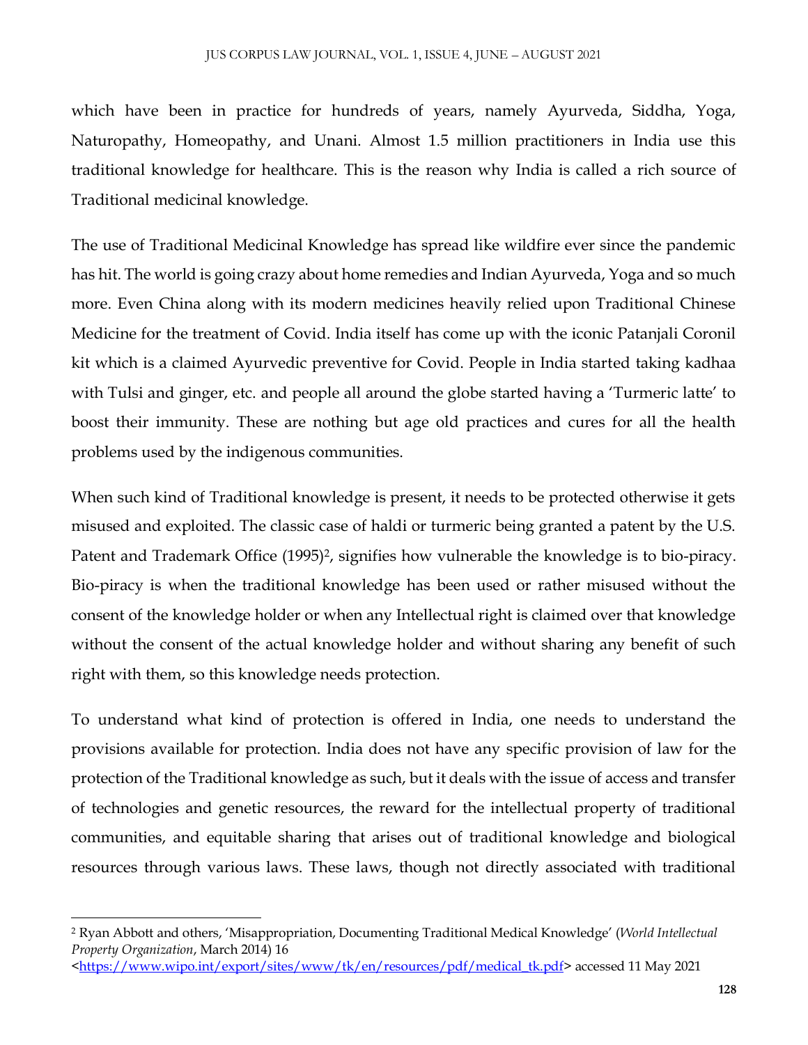which have been in practice for hundreds of years, namely Ayurveda, Siddha, Yoga, Naturopathy, Homeopathy, and Unani. Almost 1.5 million practitioners in India use this traditional knowledge for healthcare. This is the reason why India is called a rich source of Traditional medicinal knowledge.

The use of Traditional Medicinal Knowledge has spread like wildfire ever since the pandemic has hit. The world is going crazy about home remedies and Indian Ayurveda, Yoga and so much more. Even China along with its modern medicines heavily relied upon Traditional Chinese Medicine for the treatment of Covid. India itself has come up with the iconic Patanjali Coronil kit which is a claimed Ayurvedic preventive for Covid. People in India started taking kadhaa with Tulsi and ginger, etc. and people all around the globe started having a 'Turmeric latte' to boost their immunity. These are nothing but age old practices and cures for all the health problems used by the indigenous communities.

When such kind of Traditional knowledge is present, it needs to be protected otherwise it gets misused and exploited. The classic case of haldi or turmeric being granted a patent by the U.S. Patent and Trademark Office (1995)[2], signifies how vulnerable the knowledge is to bio-piracy. Bio-piracy is when the traditional knowledge has been used or rather misused without the consent of the knowledge holder or when any Intellectual right is claimed over that knowledge without the consent of the actual knowledge holder and without sharing any benefit of such right with them, so this knowledge needs protection.

To understand what kind of protection is offered in India, one needs to understand the provisions available for protection. India does not have any specific provision of law for the protection of the Traditional knowledge as such, but it deals with the issue of access and transfer of technologies and genetic resources, the reward for the intellectual property of traditional communities, and equitable sharing that arises out of traditional knowledge and biological resources through various laws. These laws, though not directly associated with traditional

---

[2] Ryan Abbott and others, 'Misappropriation, Documenting Traditional Medical Knowledge' (*World Intellectual Property Organization*, March 2014) 16 <https://www.wipo.int/export/sites/www/tk/en/resources/pdf/medical_tk.pdf> accessed 11 May 2021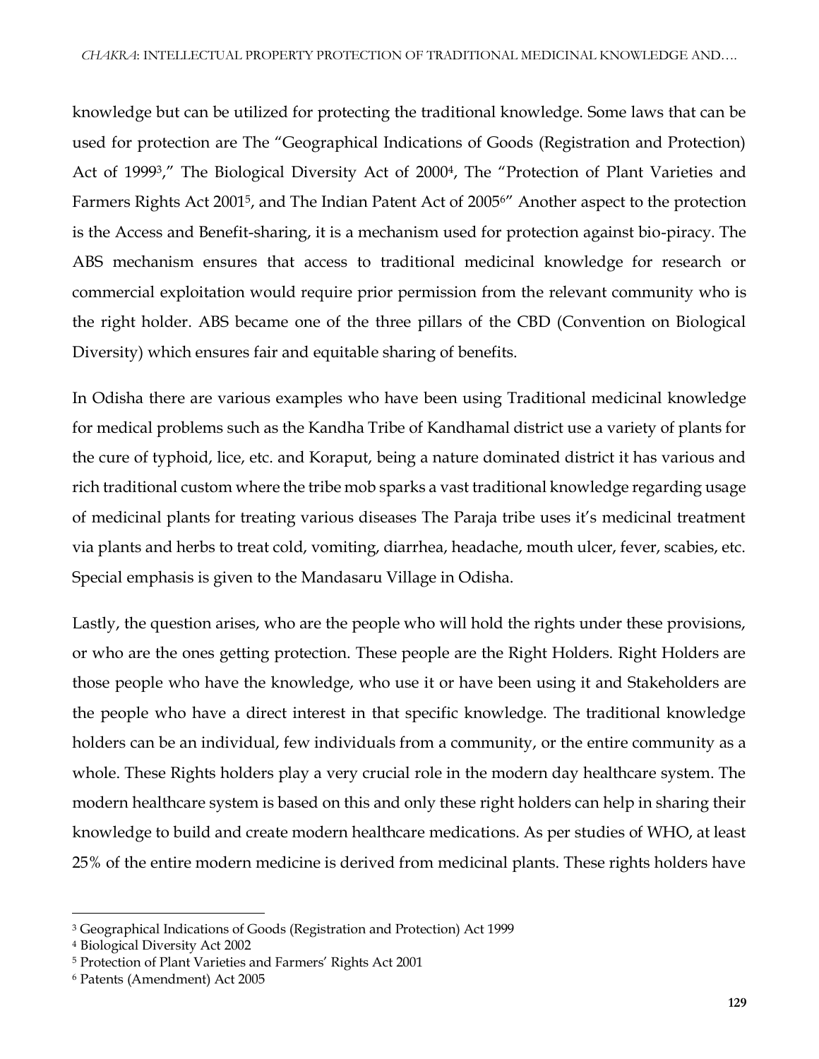knowledge but can be utilized for protecting the traditional knowledge. Some laws that can be used for protection are The "Geographical Indications of Goods (Registration and Protection) Act of 1999[3]," The Biological Diversity Act of 2000[4], The "Protection of Plant Varieties and Farmers Rights Act 2001[5], and The Indian Patent Act of 2005[6]" Another aspect to the protection is the Access and Benefit-sharing, it is a mechanism used for protection against bio-piracy. The ABS mechanism ensures that access to traditional medicinal knowledge for research or commercial exploitation would require prior permission from the relevant community who is the right holder. ABS became one of the three pillars of the CBD (Convention on Biological Diversity) which ensures fair and equitable sharing of benefits.

In Odisha there are various examples who have been using Traditional medicinal knowledge for medical problems such as the Kandha Tribe of Kandhamal district use a variety of plants for the cure of typhoid, lice, etc. and Koraput, being a nature dominated district it has various and rich traditional custom where the tribe mob sparks a vast traditional knowledge regarding usage of medicinal plants for treating various diseases The Paraja tribe uses it's medicinal treatment via plants and herbs to treat cold, vomiting, diarrhea, headache, mouth ulcer, fever, scabies, etc. Special emphasis is given to the Mandasaru Village in Odisha.

Lastly, the question arises, who are the people who will hold the rights under these provisions, or who are the ones getting protection. These people are the Right Holders. Right Holders are those people who have the knowledge, who use it or have been using it and Stakeholders are the people who have a direct interest in that specific knowledge. The traditional knowledge holders can be an individual, few individuals from a community, or the entire community as a whole. These Rights holders play a very crucial role in the modern day healthcare system. The modern healthcare system is based on this and only these right holders can help in sharing their knowledge to build and create modern healthcare medications. As per studies of WHO, at least 25% of the entire modern medicine is derived from medicinal plants. These rights holders have

---

[3] Geographical Indications of Goods (Registration and Protection) Act 1999

[4] Biological Diversity Act 2002

[5] Protection of Plant Varieties and Farmers' Rights Act 2001

[6] Patents (Amendment) Act 2005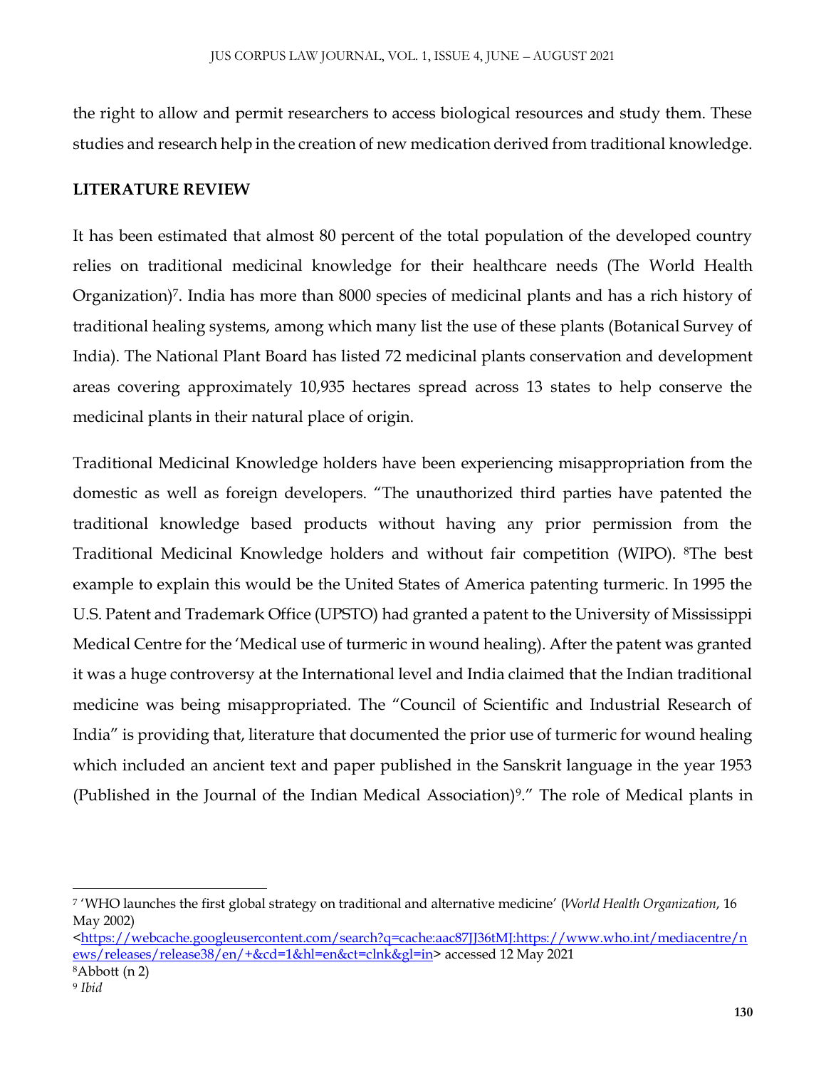the right to allow and permit researchers to access biological resources and study them. These studies and research help in the creation of new medication derived from traditional knowledge.

**LITERATURE REVIEW**

It has been estimated that almost 80 percent of the total population of the developed country relies on traditional medicinal knowledge for their healthcare needs (The World Health Organization)[7]. India has more than 8000 species of medicinal plants and has a rich history of traditional healing systems, among which many list the use of these plants (Botanical Survey of India). The National Plant Board has listed 72 medicinal plants conservation and development areas covering approximately 10,935 hectares spread across 13 states to help conserve the medicinal plants in their natural place of origin.

Traditional Medicinal Knowledge holders have been experiencing misappropriation from the domestic as well as foreign developers. "The unauthorized third parties have patented the traditional knowledge based products without having any prior permission from the Traditional Medicinal Knowledge holders and without fair competition (WIPO). [8]The best example to explain this would be the United States of America patenting turmeric. In 1995 the U.S. Patent and Trademark Office (UPSTO) had granted a patent to the University of Mississippi Medical Centre for the 'Medical use of turmeric in wound healing). After the patent was granted it was a huge controversy at the International level and India claimed that the Indian traditional medicine was being misappropriated. The "Council of Scientific and Industrial Research of India" is providing that, literature that documented the prior use of turmeric for wound healing which included an ancient text and paper published in the Sanskrit language in the year 1953 (Published in the Journal of the Indian Medical Association)[9]." The role of Medical plants in

---

[7] 'WHO launches the first global strategy on traditional and alternative medicine' (*World Health Organization*, 16 May 2002) <https://webcache.googleusercontent.com/search?q=cache:aac87JJ36tMJ:https://www.who.int/mediacentre/news/releases/release38/en/+&cd=1&hl=en&ct=clnk&gl=in> accessed 12 May 2021

[8] Abbott (n 2)

[9] *Ibid*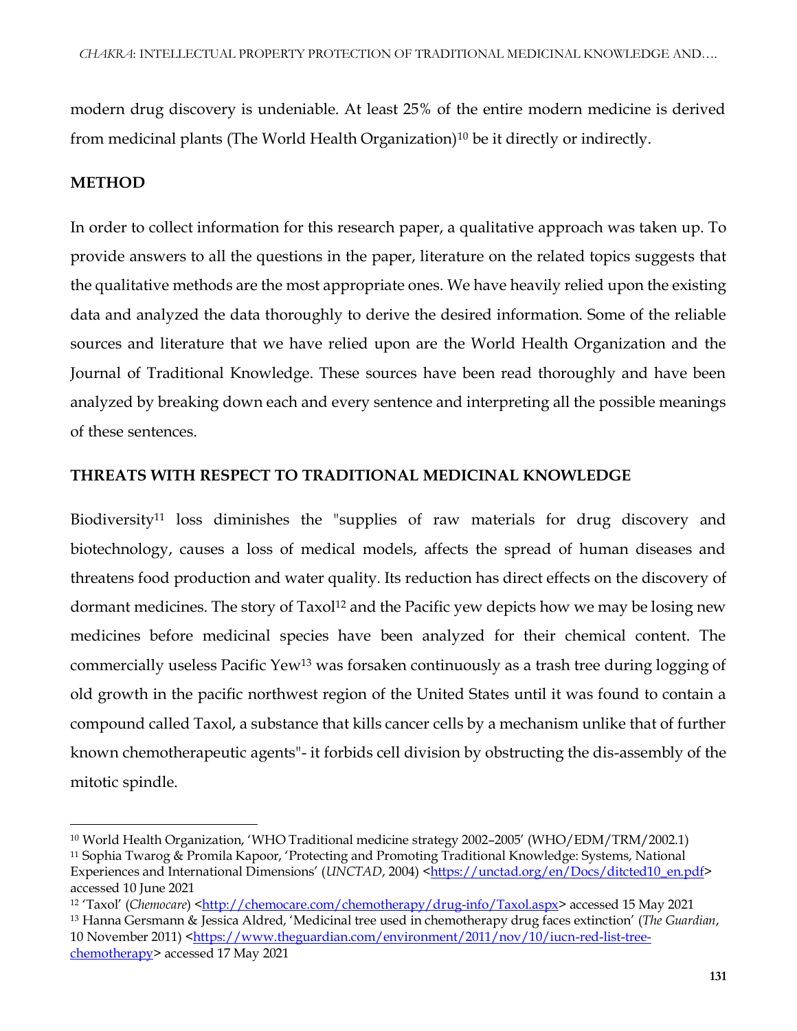modern drug discovery is undeniable. At least 25% of the entire modern medicine is derived from medicinal plants (The World Health Organization)[10] be it directly or indirectly.

## METHOD

In order to collect information for this research paper, a qualitative approach was taken up. To provide answers to all the questions in the paper, literature on the related topics suggests that the qualitative methods are the most appropriate ones. We have heavily relied upon the existing data and analyzed the data thoroughly to derive the desired information. Some of the reliable sources and literature that we have relied upon are the World Health Organization and the Journal of Traditional Knowledge. These sources have been read thoroughly and have been analyzed by breaking down each and every sentence and interpreting all the possible meanings of these sentences.

## THREATS WITH RESPECT TO TRADITIONAL MEDICINAL KNOWLEDGE

Biodiversity[11] loss diminishes the "supplies of raw materials for drug discovery and biotechnology, causes a loss of medical models, affects the spread of human diseases and threatens food production and water quality. Its reduction has direct effects on the discovery of dormant medicines. The story of Taxol[12] and the Pacific yew depicts how we may be losing new medicines before medicinal species have been analyzed for their chemical content. The commercially useless Pacific Yew[13] was forsaken continuously as a trash tree during logging of old growth in the pacific northwest region of the United States until it was found to contain a compound called Taxol, a substance that kills cancer cells by a mechanism unlike that of further known chemotherapeutic agents"- it forbids cell division by obstructing the dis-assembly of the mitotic spindle.

---

[10] World Health Organization, 'WHO Traditional medicine strategy 2002–2005' (WHO/EDM/TRM/2002.1)

[11] Sophia Twarog & Promila Kapoor, 'Protecting and Promoting Traditional Knowledge: Systems, National Experiences and International Dimensions' (*UNCTAD*, 2004) <https://unctad.org/en/Docs/ditcted10_en.pdf> accessed 10 June 2021

[12] 'Taxol' (*Chemocare*) <http://chemocare.com/chemotherapy/drug-info/Taxol.aspx> accessed 15 May 2021

[13] Hanna Gersmann & Jessica Aldred, 'Medicinal tree used in chemotherapy drug faces extinction' (*The Guardian*, 10 November 2011) <https://www.theguardian.com/environment/2011/nov/10/iucn-red-list-tree-chemotherapy> accessed 17 May 2021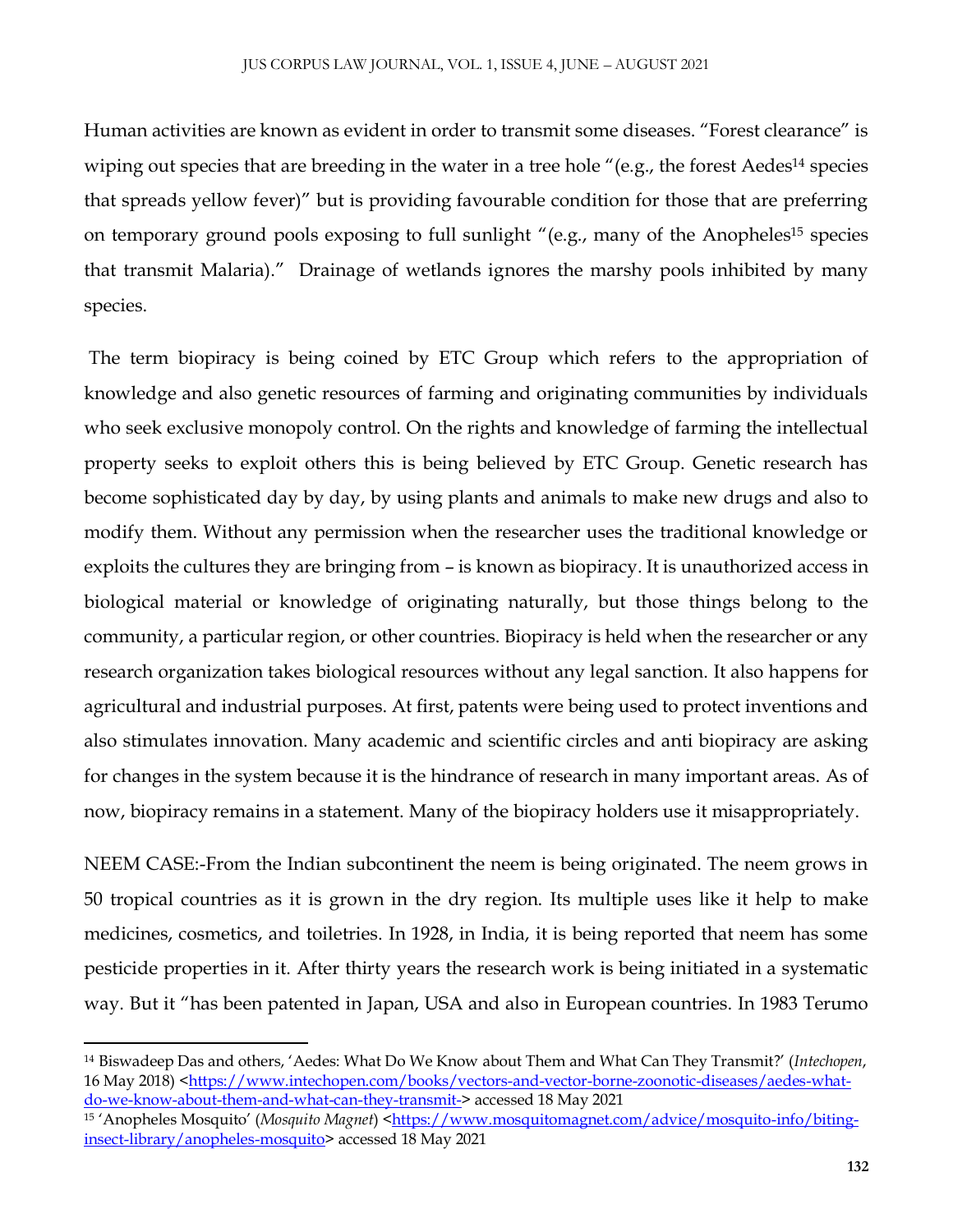Human activities are known as evident in order to transmit some diseases. “Forest clearance” is wiping out species that are breeding in the water in a tree hole “(e.g., the forest Aedes[14] species that spreads yellow fever)” but is providing favourable condition for those that are preferring on temporary ground pools exposing to full sunlight “(e.g., many of the Anopheles[15] species that transmit Malaria).” Drainage of wetlands ignores the marshy pools inhibited by many species.

The term biopiracy is being coined by ETC Group which refers to the appropriation of knowledge and also genetic resources of farming and originating communities by individuals who seek exclusive monopoly control. On the rights and knowledge of farming the intellectual property seeks to exploit others this is being believed by ETC Group. Genetic research has become sophisticated day by day, by using plants and animals to make new drugs and also to modify them. Without any permission when the researcher uses the traditional knowledge or exploits the cultures they are bringing from – is known as biopiracy. It is unauthorized access in biological material or knowledge of originating naturally, but those things belong to the community, a particular region, or other countries. Biopiracy is held when the researcher or any research organization takes biological resources without any legal sanction. It also happens for agricultural and industrial purposes. At first, patents were being used to protect inventions and also stimulates innovation. Many academic and scientific circles and anti biopiracy are asking for changes in the system because it is the hindrance of research in many important areas. As of now, biopiracy remains in a statement. Many of the biopiracy holders use it misappropriately.

NEEM CASE:-From the Indian subcontinent the neem is being originated. The neem grows in 50 tropical countries as it is grown in the dry region. Its multiple uses like it help to make medicines, cosmetics, and toiletries. In 1928, in India, it is being reported that neem has some pesticide properties in it. After thirty years the research work is being initiated in a systematic way. But it “has been patented in Japan, USA and also in European countries. In 1983 Terumo

---

[14] Biswadeep Das and others, ‘Aedes: What Do We Know about Them and What Can They Transmit?’ (*Intechopen*, 16 May 2018) <https://www.intechopen.com/books/vectors-and-vector-borne-zoonotic-diseases/aedes-what-do-we-know-about-them-and-what-can-they-transmit-> accessed 18 May 2021

[15] ‘Anopheles Mosquito’ (*Mosquito Magnet*) <https://www.mosquitomagnet.com/advice/mosquito-info/biting-insect-library/anopheles-mosquito> accessed 18 May 2021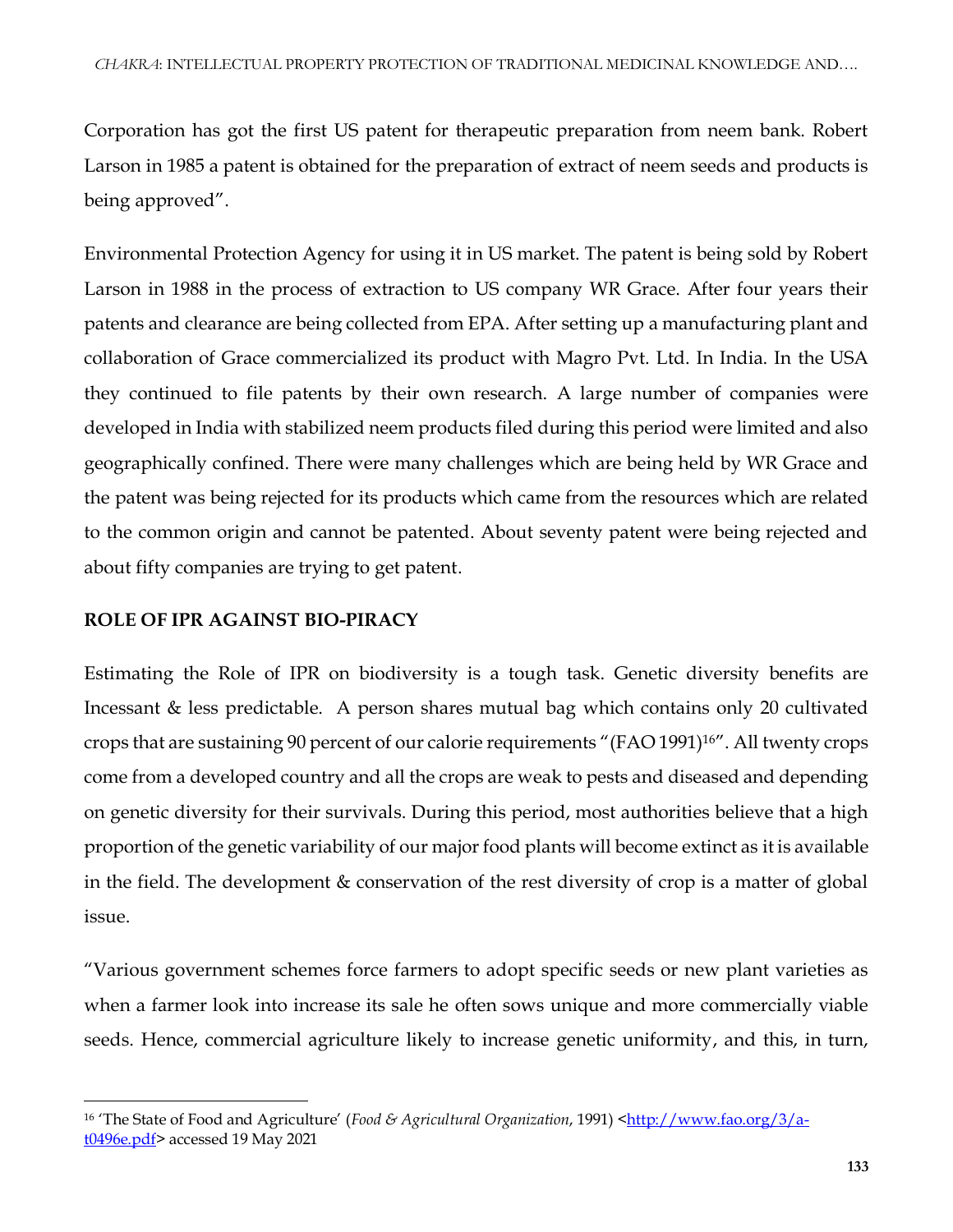Corporation has got the first US patent for therapeutic preparation from neem bank. Robert Larson in 1985 a patent is obtained for the preparation of extract of neem seeds and products is being approved".

Environmental Protection Agency for using it in US market. The patent is being sold by Robert Larson in 1988 in the process of extraction to US company WR Grace. After four years their patents and clearance are being collected from EPA. After setting up a manufacturing plant and collaboration of Grace commercialized its product with Magro Pvt. Ltd. In India. In the USA they continued to file patents by their own research. A large number of companies were developed in India with stabilized neem products filed during this period were limited and also geographically confined. There were many challenges which are being held by WR Grace and the patent was being rejected for its products which came from the resources which are related to the common origin and cannot be patented. About seventy patent were being rejected and about fifty companies are trying to get patent.

## ROLE OF IPR AGAINST BIO-PIRACY

Estimating the Role of IPR on biodiversity is a tough task. Genetic diversity benefits are Incessant & less predictable. A person shares mutual bag which contains only 20 cultivated crops that are sustaining 90 percent of our calorie requirements "(FAO 1991)[16]". All twenty crops come from a developed country and all the crops are weak to pests and diseased and depending on genetic diversity for their survivals. During this period, most authorities believe that a high proportion of the genetic variability of our major food plants will become extinct as it is available in the field. The development & conservation of the rest diversity of crop is a matter of global issue.

"Various government schemes force farmers to adopt specific seeds or new plant varieties as when a farmer look into increase its sale he often sows unique and more commercially viable seeds. Hence, commercial agriculture likely to increase genetic uniformity, and this, in turn,

---

[16] 'The State of Food and Agriculture' (*Food & Agricultural Organization*, 1991) <http://www.fao.org/3/a-t0496e.pdf> accessed 19 May 2021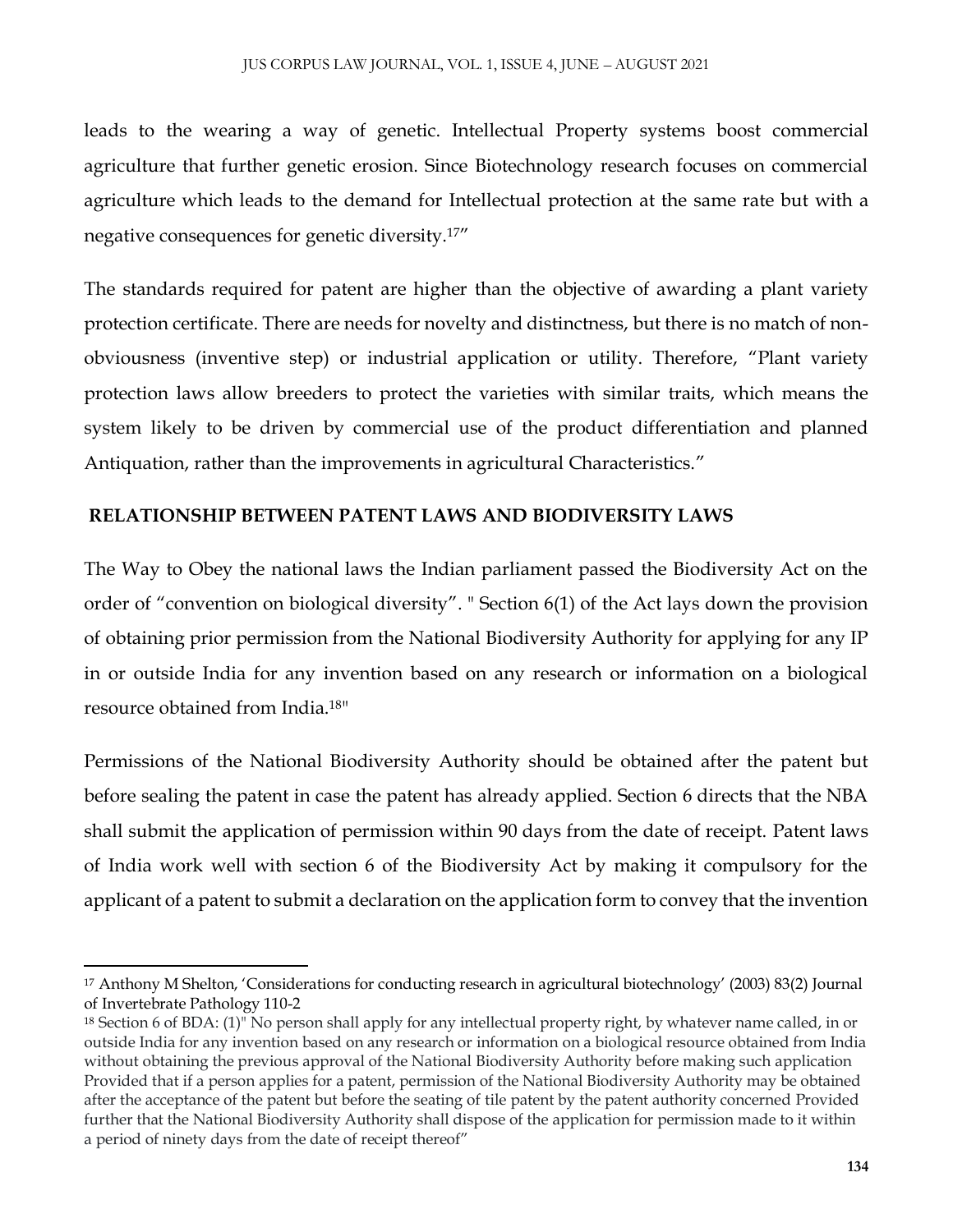leads to the wearing a way of genetic. Intellectual Property systems boost commercial agriculture that further genetic erosion. Since Biotechnology research focuses on commercial agriculture which leads to the demand for Intellectual protection at the same rate but with a negative consequences for genetic diversity.[17]"

The standards required for patent are higher than the objective of awarding a plant variety protection certificate. There are needs for novelty and distinctness, but there is no match of non-obviousness (inventive step) or industrial application or utility. Therefore, "Plant variety protection laws allow breeders to protect the varieties with similar traits, which means the system likely to be driven by commercial use of the product differentiation and planned Antiquation, rather than the improvements in agricultural Characteristics."

## RELATIONSHIP BETWEEN PATENT LAWS AND BIODIVERSITY LAWS

The Way to Obey the national laws the Indian parliament passed the Biodiversity Act on the order of "convention on biological diversity". " Section 6(1) of the Act lays down the provision of obtaining prior permission from the National Biodiversity Authority for applying for any IP in or outside India for any invention based on any research or information on a biological resource obtained from India.[18]"

Permissions of the National Biodiversity Authority should be obtained after the patent but before sealing the patent in case the patent has already applied. Section 6 directs that the NBA shall submit the application of permission within 90 days from the date of receipt. Patent laws of India work well with section 6 of the Biodiversity Act by making it compulsory for the applicant of a patent to submit a declaration on the application form to convey that the invention

---

[17] Anthony M Shelton, 'Considerations for conducting research in agricultural biotechnology' (2003) 83(2) Journal of Invertebrate Pathology 110-2

[18] Section 6 of BDA: (1)" No person shall apply for any intellectual property right, by whatever name called, in or outside India for any invention based on any research or information on a biological resource obtained from India without obtaining the previous approval of the National Biodiversity Authority before making such application Provided that if a person applies for a patent, permission of the National Biodiversity Authority may be obtained after the acceptance of the patent but before the seating of tile patent by the patent authority concerned Provided further that the National Biodiversity Authority shall dispose of the application for permission made to it within a period of ninety days from the date of receipt thereof"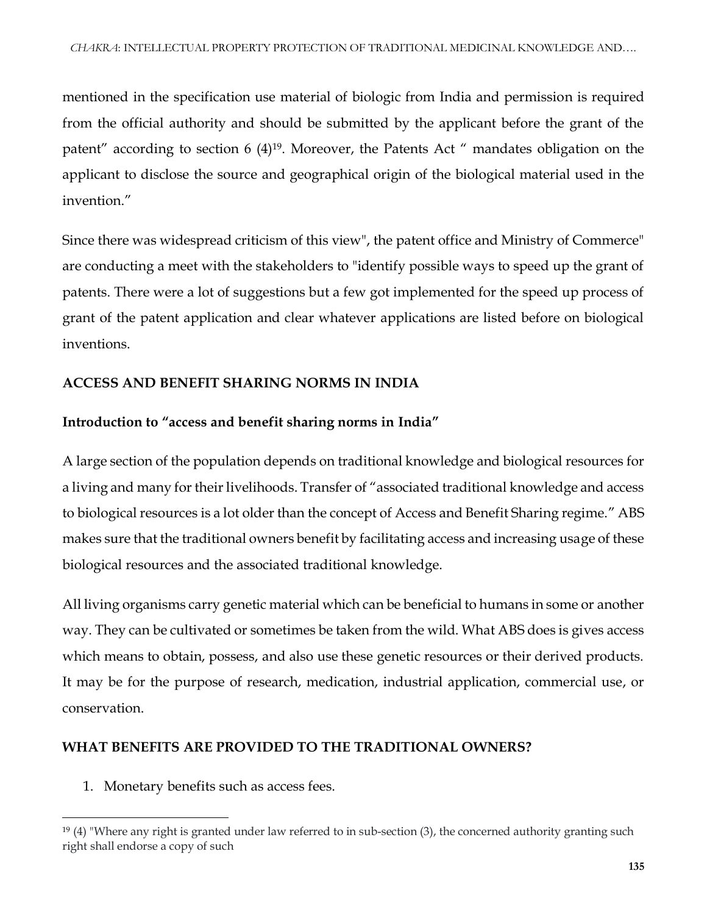mentioned in the specification use material of biologic from India and permission is required from the official authority and should be submitted by the applicant before the grant of the patent" according to section 6 (4)[19]. Moreover, the Patents Act " mandates obligation on the applicant to disclose the source and geographical origin of the biological material used in the invention."

Since there was widespread criticism of this view", the patent office and Ministry of Commerce" are conducting a meet with the stakeholders to "identify possible ways to speed up the grant of patents. There were a lot of suggestions but a few got implemented for the speed up process of grant of the patent application and clear whatever applications are listed before on biological inventions.

## ACCESS AND BENEFIT SHARING NORMS IN INDIA

### Introduction to "access and benefit sharing norms in India"

A large section of the population depends on traditional knowledge and biological resources for a living and many for their livelihoods. Transfer of "associated traditional knowledge and access to biological resources is a lot older than the concept of Access and Benefit Sharing regime." ABS makes sure that the traditional owners benefit by facilitating access and increasing usage of these biological resources and the associated traditional knowledge.

All living organisms carry genetic material which can be beneficial to humans in some or another way. They can be cultivated or sometimes be taken from the wild. What ABS does is gives access which means to obtain, possess, and also use these genetic resources or their derived products. It may be for the purpose of research, medication, industrial application, commercial use, or conservation.

## WHAT BENEFITS ARE PROVIDED TO THE TRADITIONAL OWNERS?

1. Monetary benefits such as access fees.

---

[19] (4) "Where any right is granted under law referred to in sub-section (3), the concerned authority granting such right shall endorse a copy of such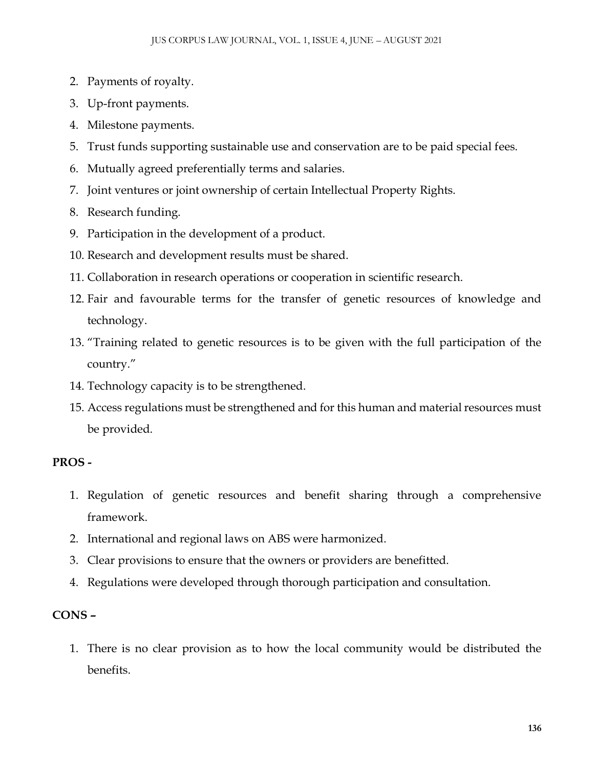2. Payments of royalty.
3. Up-front payments.
4. Milestone payments.
5. Trust funds supporting sustainable use and conservation are to be paid special fees.
6. Mutually agreed preferentially terms and salaries.
7. Joint ventures or joint ownership of certain Intellectual Property Rights.
8. Research funding.
9. Participation in the development of a product.
10. Research and development results must be shared.
11. Collaboration in research operations or cooperation in scientific research.
12. Fair and favourable terms for the transfer of genetic resources of knowledge and technology.
13. "Training related to genetic resources is to be given with the full participation of the country."
14. Technology capacity is to be strengthened.
15. Access regulations must be strengthened and for this human and material resources must be provided.

**PROS -**

1. Regulation of genetic resources and benefit sharing through a comprehensive framework.
2. International and regional laws on ABS were harmonized.
3. Clear provisions to ensure that the owners or providers are benefitted.
4. Regulations were developed through thorough participation and consultation.

**CONS –**

1. There is no clear provision as to how the local community would be distributed the benefits.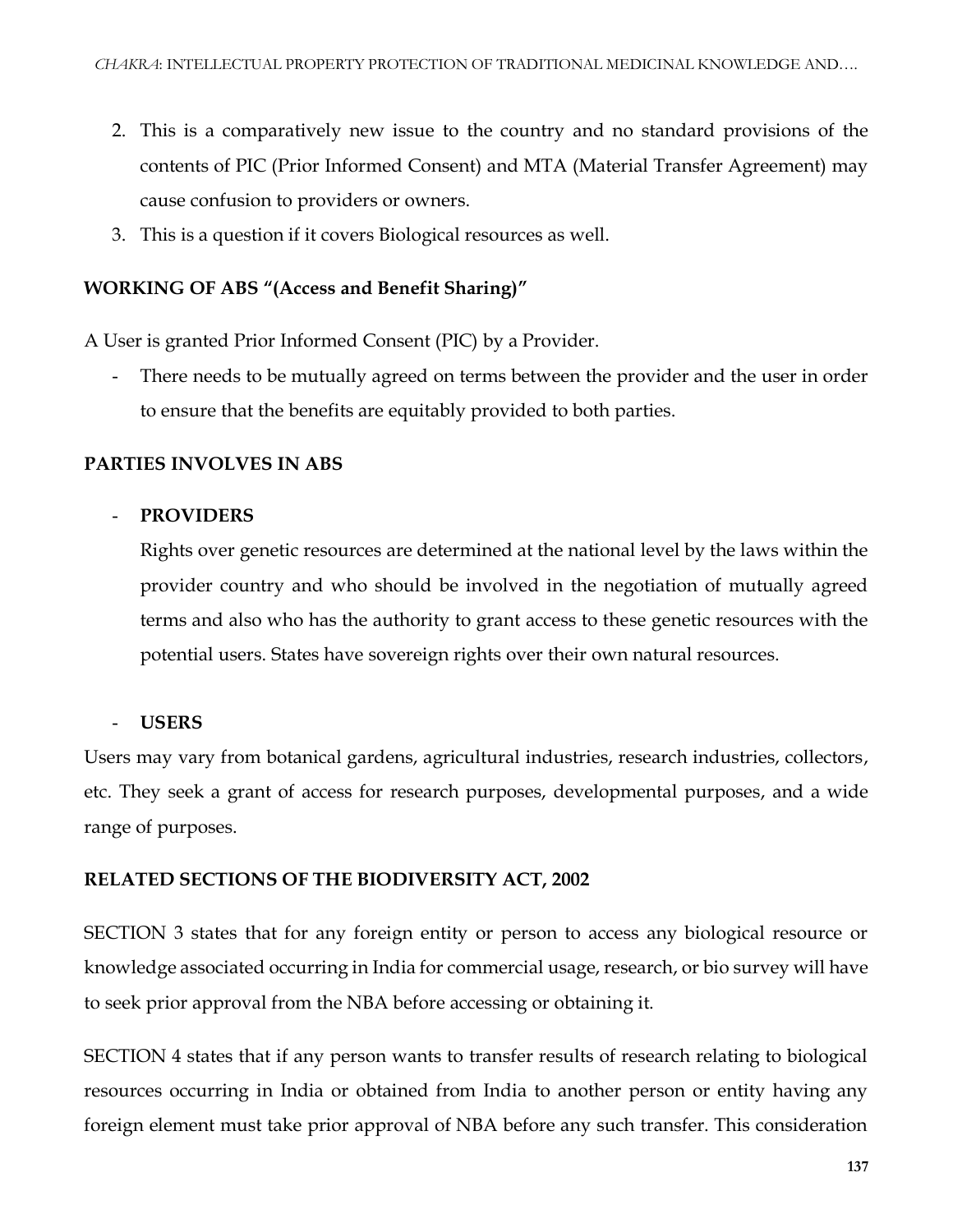2. This is a comparatively new issue to the country and no standard provisions of the contents of PIC (Prior Informed Consent) and MTA (Material Transfer Agreement) may cause confusion to providers or owners.
3. This is a question if it covers Biological resources as well.

**WORKING OF ABS "(Access and Benefit Sharing)"**

A User is granted Prior Informed Consent (PIC) by a Provider.

- There needs to be mutually agreed on terms between the provider and the user in order to ensure that the benefits are equitably provided to both parties.

**PARTIES INVOLVES IN ABS**

- **PROVIDERS**

  Rights over genetic resources are determined at the national level by the laws within the provider country and who should be involved in the negotiation of mutually agreed terms and also who has the authority to grant access to these genetic resources with the potential users. States have sovereign rights over their own natural resources.

- **USERS**

Users may vary from botanical gardens, agricultural industries, research industries, collectors, etc. They seek a grant of access for research purposes, developmental purposes, and a wide range of purposes.

**RELATED SECTIONS OF THE BIODIVERSITY ACT, 2002**

SECTION 3 states that for any foreign entity or person to access any biological resource or knowledge associated occurring in India for commercial usage, research, or bio survey will have to seek prior approval from the NBA before accessing or obtaining it.

SECTION 4 states that if any person wants to transfer results of research relating to biological resources occurring in India or obtained from India to another person or entity having any foreign element must take prior approval of NBA before any such transfer. This consideration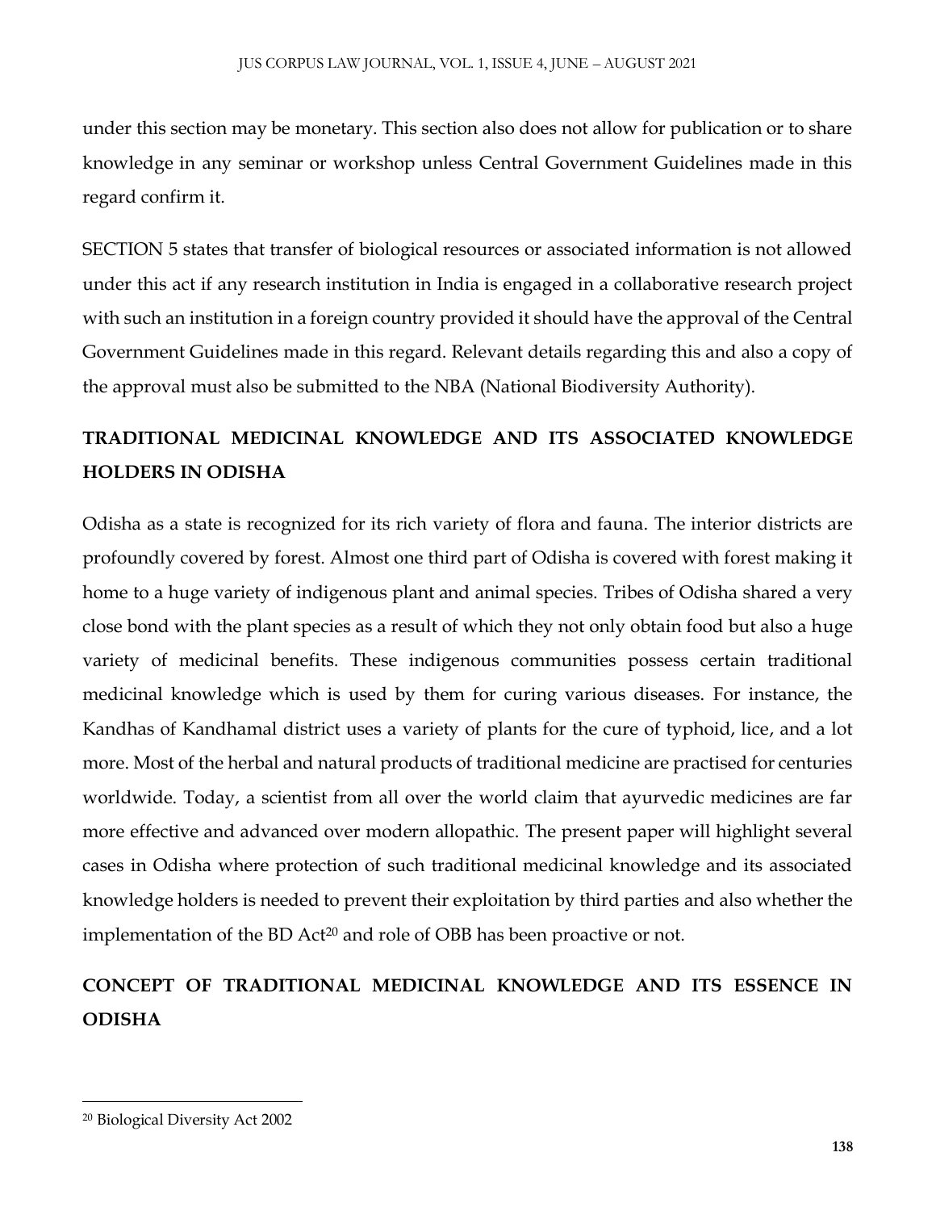under this section may be monetary. This section also does not allow for publication or to share knowledge in any seminar or workshop unless Central Government Guidelines made in this regard confirm it.

SECTION 5 states that transfer of biological resources or associated information is not allowed under this act if any research institution in India is engaged in a collaborative research project with such an institution in a foreign country provided it should have the approval of the Central Government Guidelines made in this regard. Relevant details regarding this and also a copy of the approval must also be submitted to the NBA (National Biodiversity Authority).

## TRADITIONAL MEDICINAL KNOWLEDGE AND ITS ASSOCIATED KNOWLEDGE HOLDERS IN ODISHA

Odisha as a state is recognized for its rich variety of flora and fauna. The interior districts are profoundly covered by forest. Almost one third part of Odisha is covered with forest making it home to a huge variety of indigenous plant and animal species. Tribes of Odisha shared a very close bond with the plant species as a result of which they not only obtain food but also a huge variety of medicinal benefits. These indigenous communities possess certain traditional medicinal knowledge which is used by them for curing various diseases. For instance, the Kandhas of Kandhamal district uses a variety of plants for the cure of typhoid, lice, and a lot more. Most of the herbal and natural products of traditional medicine are practised for centuries worldwide. Today, a scientist from all over the world claim that ayurvedic medicines are far more effective and advanced over modern allopathic. The present paper will highlight several cases in Odisha where protection of such traditional medicinal knowledge and its associated knowledge holders is needed to prevent their exploitation by third parties and also whether the implementation of the BD Act[20] and role of OBB has been proactive or not.

## CONCEPT OF TRADITIONAL MEDICINAL KNOWLEDGE AND ITS ESSENCE IN ODISHA

---

[20] Biological Diversity Act 2002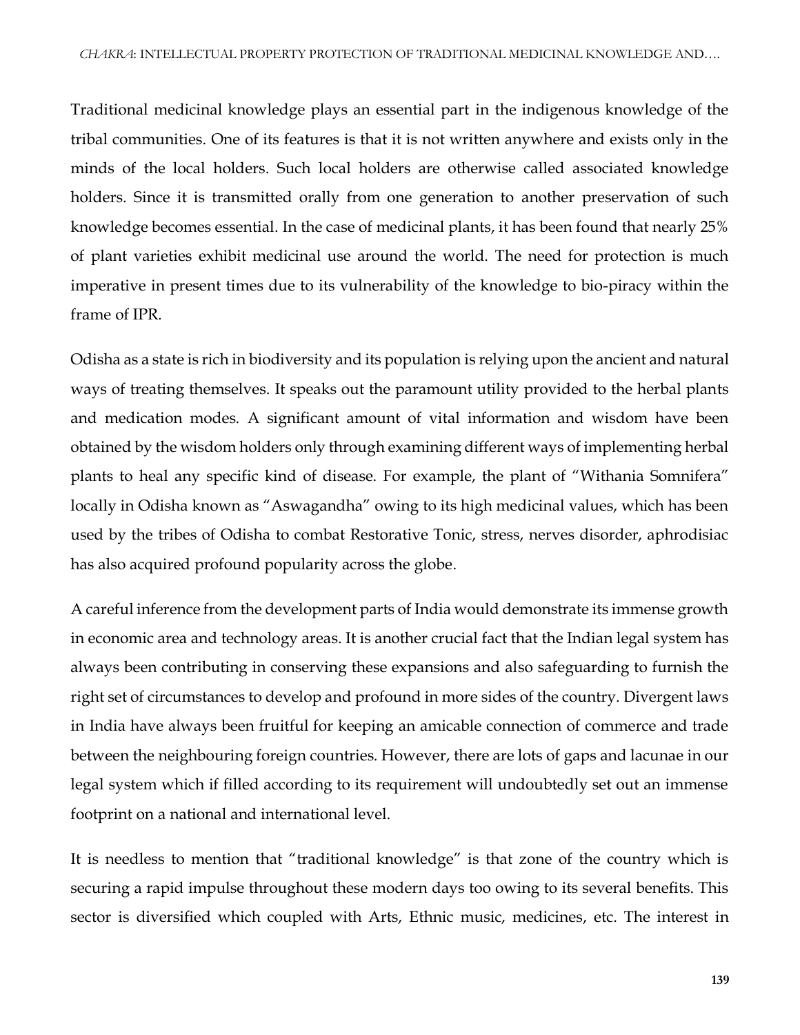Traditional medicinal knowledge plays an essential part in the indigenous knowledge of the tribal communities. One of its features is that it is not written anywhere and exists only in the minds of the local holders. Such local holders are otherwise called associated knowledge holders. Since it is transmitted orally from one generation to another preservation of such knowledge becomes essential. In the case of medicinal plants, it has been found that nearly 25% of plant varieties exhibit medicinal use around the world. The need for protection is much imperative in present times due to its vulnerability of the knowledge to bio-piracy within the frame of IPR.

Odisha as a state is rich in biodiversity and its population is relying upon the ancient and natural ways of treating themselves. It speaks out the paramount utility provided to the herbal plants and medication modes. A significant amount of vital information and wisdom have been obtained by the wisdom holders only through examining different ways of implementing herbal plants to heal any specific kind of disease. For example, the plant of "Withania Somnifera" locally in Odisha known as "Aswagandha" owing to its high medicinal values, which has been used by the tribes of Odisha to combat Restorative Tonic, stress, nerves disorder, aphrodisiac has also acquired profound popularity across the globe.

A careful inference from the development parts of India would demonstrate its immense growth in economic area and technology areas. It is another crucial fact that the Indian legal system has always been contributing in conserving these expansions and also safeguarding to furnish the right set of circumstances to develop and profound in more sides of the country. Divergent laws in India have always been fruitful for keeping an amicable connection of commerce and trade between the neighbouring foreign countries. However, there are lots of gaps and lacunae in our legal system which if filled according to its requirement will undoubtedly set out an immense footprint on a national and international level.

It is needless to mention that "traditional knowledge" is that zone of the country which is securing a rapid impulse throughout these modern days too owing to its several benefits. This sector is diversified which coupled with Arts, Ethnic music, medicines, etc. The interest in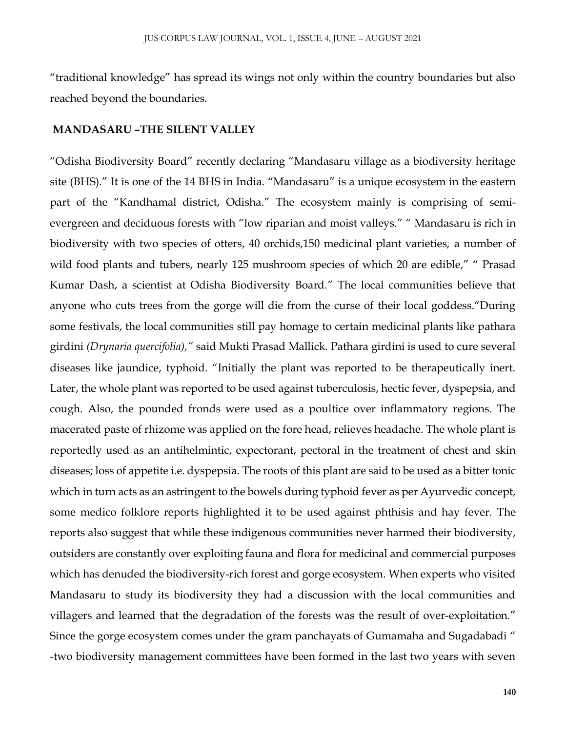"traditional knowledge" has spread its wings not only within the country boundaries but also reached beyond the boundaries.

## MANDASARU –THE SILENT VALLEY

"Odisha Biodiversity Board" recently declaring "Mandasaru village as a biodiversity heritage site (BHS)." It is one of the 14 BHS in India. "Mandasaru" is a unique ecosystem in the eastern part of the "Kandhamal district, Odisha." The ecosystem mainly is comprising of semi-evergreen and deciduous forests with "low riparian and moist valleys." " Mandasaru is rich in biodiversity with two species of otters, 40 orchids,150 medicinal plant varieties, a number of wild food plants and tubers, nearly 125 mushroom species of which 20 are edible," " Prasad Kumar Dash, a scientist at Odisha Biodiversity Board." The local communities believe that anyone who cuts trees from the gorge will die from the curse of their local goddess."During some festivals, the local communities still pay homage to certain medicinal plants like pathara girdini *(Drynaria quercifolia),"* said Mukti Prasad Mallick. Pathara girdini is used to cure several diseases like jaundice, typhoid. "Initially the plant was reported to be therapeutically inert. Later, the whole plant was reported to be used against tuberculosis, hectic fever, dyspepsia, and cough. Also, the pounded fronds were used as a poultice over inflammatory regions. The macerated paste of rhizome was applied on the fore head, relieves headache. The whole plant is reportedly used as an antihelmintic, expectorant, pectoral in the treatment of chest and skin diseases; loss of appetite i.e. dyspepsia. The roots of this plant are said to be used as a bitter tonic which in turn acts as an astringent to the bowels during typhoid fever as per Ayurvedic concept, some medico folklore reports highlighted it to be used against phthisis and hay fever. The reports also suggest that while these indigenous communities never harmed their biodiversity, outsiders are constantly over exploiting fauna and flora for medicinal and commercial purposes which has denuded the biodiversity-rich forest and gorge ecosystem. When experts who visited Mandasaru to study its biodiversity they had a discussion with the local communities and villagers and learned that the degradation of the forests was the result of over-exploitation." Since the gorge ecosystem comes under the gram panchayats of Gumamaha and Sugadabadi " -two biodiversity management committees have been formed in the last two years with seven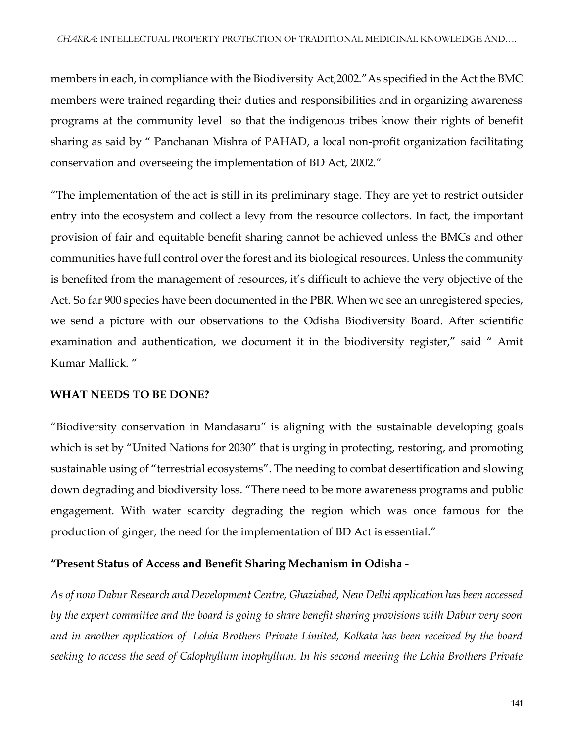members in each, in compliance with the Biodiversity Act,2002."As specified in the Act the BMC members were trained regarding their duties and responsibilities and in organizing awareness programs at the community level so that the indigenous tribes know their rights of benefit sharing as said by " Panchanan Mishra of PAHAD, a local non-profit organization facilitating conservation and overseeing the implementation of BD Act, 2002."

"The implementation of the act is still in its preliminary stage. They are yet to restrict outsider entry into the ecosystem and collect a levy from the resource collectors. In fact, the important provision of fair and equitable benefit sharing cannot be achieved unless the BMCs and other communities have full control over the forest and its biological resources. Unless the community is benefited from the management of resources, it's difficult to achieve the very objective of the Act. So far 900 species have been documented in the PBR. When we see an unregistered species, we send a picture with our observations to the Odisha Biodiversity Board. After scientific examination and authentication, we document it in the biodiversity register," said " Amit Kumar Mallick. "

**WHAT NEEDS TO BE DONE?**

"Biodiversity conservation in Mandasaru" is aligning with the sustainable developing goals which is set by "United Nations for 2030" that is urging in protecting, restoring, and promoting sustainable using of "terrestrial ecosystems". The needing to combat desertification and slowing down degrading and biodiversity loss. "There need to be more awareness programs and public engagement. With water scarcity degrading the region which was once famous for the production of ginger, the need for the implementation of BD Act is essential."

**"Present Status of Access and Benefit Sharing Mechanism in Odisha -**

*As of now Dabur Research and Development Centre, Ghaziabad, New Delhi application has been accessed by the expert committee and the board is going to share benefit sharing provisions with Dabur very soon and in another application of Lohia Brothers Private Limited, Kolkata has been received by the board seeking to access the seed of Calophyllum inophyllum. In his second meeting the Lohia Brothers Private*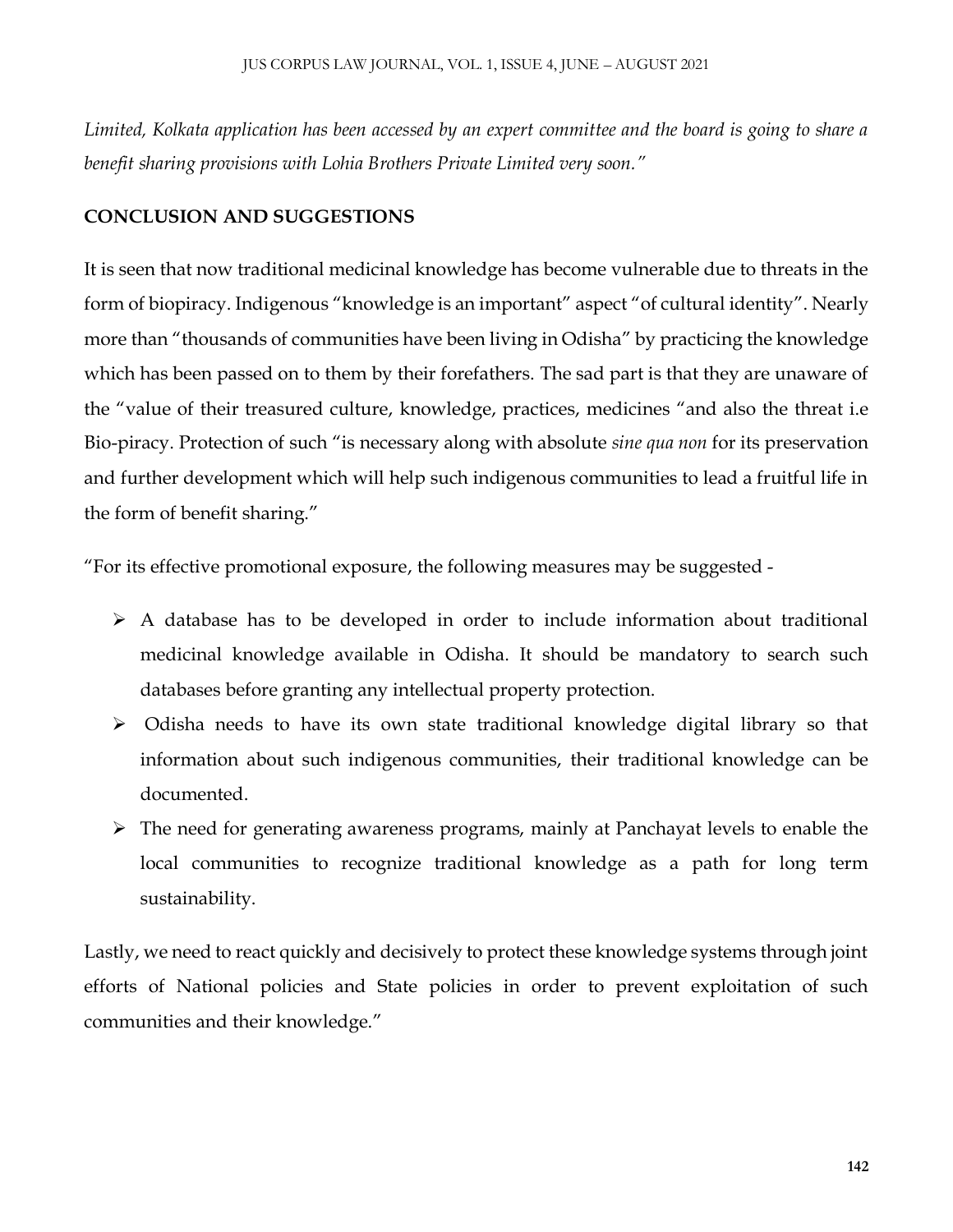*Limited, Kolkata application has been accessed by an expert committee and the board is going to share a benefit sharing provisions with Lohia Brothers Private Limited very soon."*

**CONCLUSION AND SUGGESTIONS**

It is seen that now traditional medicinal knowledge has become vulnerable due to threats in the form of biopiracy. Indigenous "knowledge is an important" aspect "of cultural identity". Nearly more than "thousands of communities have been living in Odisha" by practicing the knowledge which has been passed on to them by their forefathers. The sad part is that they are unaware of the "value of their treasured culture, knowledge, practices, medicines "and also the threat i.e Bio-piracy. Protection of such "is necessary along with absolute *sine qua non* for its preservation and further development which will help such indigenous communities to lead a fruitful life in the form of benefit sharing."

"For its effective promotional exposure, the following measures may be suggested -

- A database has to be developed in order to include information about traditional medicinal knowledge available in Odisha. It should be mandatory to search such databases before granting any intellectual property protection.
- Odisha needs to have its own state traditional knowledge digital library so that information about such indigenous communities, their traditional knowledge can be documented.
- The need for generating awareness programs, mainly at Panchayat levels to enable the local communities to recognize traditional knowledge as a path for long term sustainability.

Lastly, we need to react quickly and decisively to protect these knowledge systems through joint efforts of National policies and State policies in order to prevent exploitation of such communities and their knowledge."